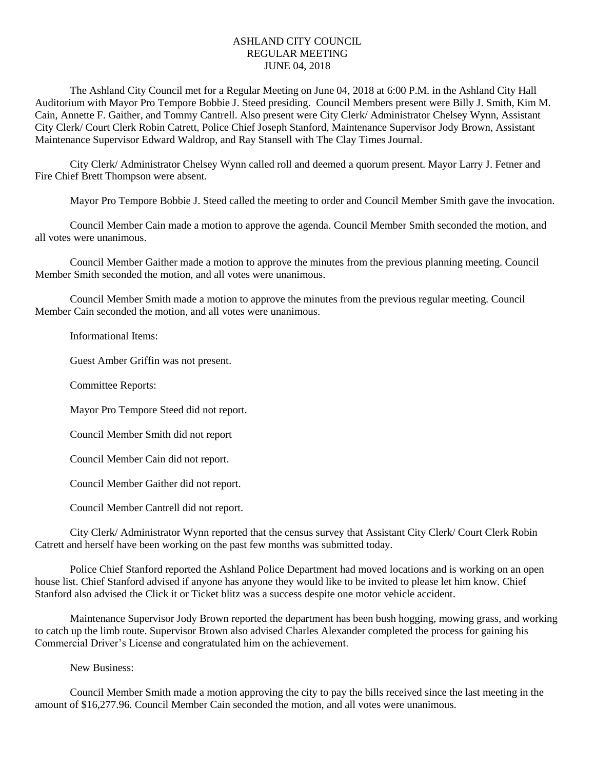# ASHLAND CITY COUNCIL
## REGULAR MEETING
## JUNE 04, 2018

The Ashland City Council met for a Regular Meeting on June 04, 2018 at 6:00 P.M. in the Ashland City Hall Auditorium with Mayor Pro Tempore Bobbie J. Steed presiding. Council Members present were Billy J. Smith, Kim M. Cain, Annette F. Gaither, and Tommy Cantrell. Also present were City Clerk/ Administrator Chelsey Wynn, Assistant City Clerk/ Court Clerk Robin Catrett, Police Chief Joseph Stanford, Maintenance Supervisor Jody Brown, Assistant Maintenance Supervisor Edward Waldrop, and Ray Stansell with The Clay Times Journal.

City Clerk/ Administrator Chelsey Wynn called roll and deemed a quorum present. Mayor Larry J. Fetner and Fire Chief Brett Thompson were absent.

Mayor Pro Tempore Bobbie J. Steed called the meeting to order and Council Member Smith gave the invocation.

Council Member Cain made a motion to approve the agenda. Council Member Smith seconded the motion, and all votes were unanimous.

Council Member Gaither made a motion to approve the minutes from the previous planning meeting. Council Member Smith seconded the motion, and all votes were unanimous.

Council Member Smith made a motion to approve the minutes from the previous regular meeting. Council Member Cain seconded the motion, and all votes were unanimous.

Informational Items:

Guest Amber Griffin was not present.

Committee Reports:

Mayor Pro Tempore Steed did not report.

Council Member Smith did not report

Council Member Cain did not report.

Council Member Gaither did not report.

Council Member Cantrell did not report.

City Clerk/ Administrator Wynn reported that the census survey that Assistant City Clerk/ Court Clerk Robin Catrett and herself have been working on the past few months was submitted today.

Police Chief Stanford reported the Ashland Police Department had moved locations and is working on an open house list. Chief Stanford advised if anyone has anyone they would like to be invited to please let him know. Chief Stanford also advised the Click it or Ticket blitz was a success despite one motor vehicle accident.

Maintenance Supervisor Jody Brown reported the department has been bush hogging, mowing grass, and working to catch up the limb route. Supervisor Brown also advised Charles Alexander completed the process for gaining his Commercial Driver's License and congratulated him on the achievement.

New Business:

Council Member Smith made a motion approving the city to pay the bills received since the last meeting in the amount of $16,277.96. Council Member Cain seconded the motion, and all votes were unanimous.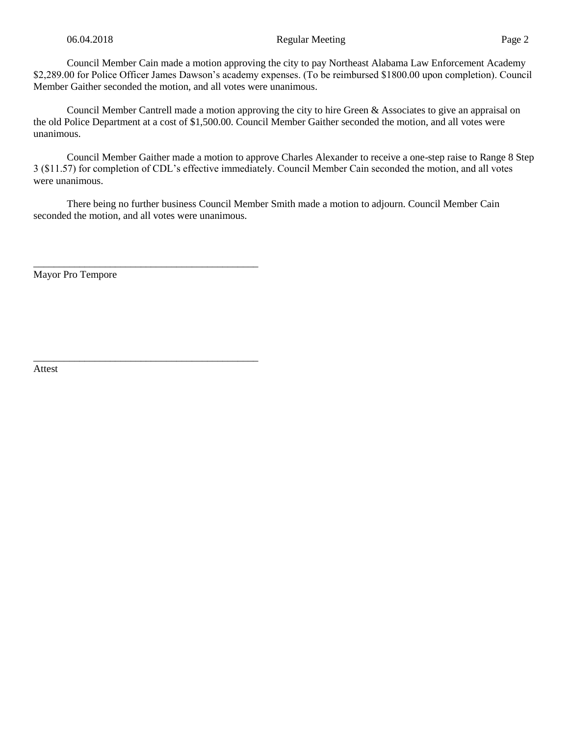Council Member Cain made a motion approving the city to pay Northeast Alabama Law Enforcement Academy $2,289.00 for Police Officer James Dawson's academy expenses. (To be reimbursed $1800.00 upon completion). Council Member Gaither seconded the motion, and all votes were unanimous.

Council Member Cantrell made a motion approving the city to hire Green & Associates to give an appraisal on the old Police Department at a cost of $1,500.00. Council Member Gaither seconded the motion, and all votes were unanimous.

Council Member Gaither made a motion to approve Charles Alexander to receive a one-step raise to Range 8 Step 3 ($11.57) for completion of CDL's effective immediately. Council Member Cain seconded the motion, and all votes were unanimous.

There being no further business Council Member Smith made a motion to adjourn. Council Member Cain seconded the motion, and all votes were unanimous.

_____________________________________________
Mayor Pro Tempore

_____________________________________________
Attest